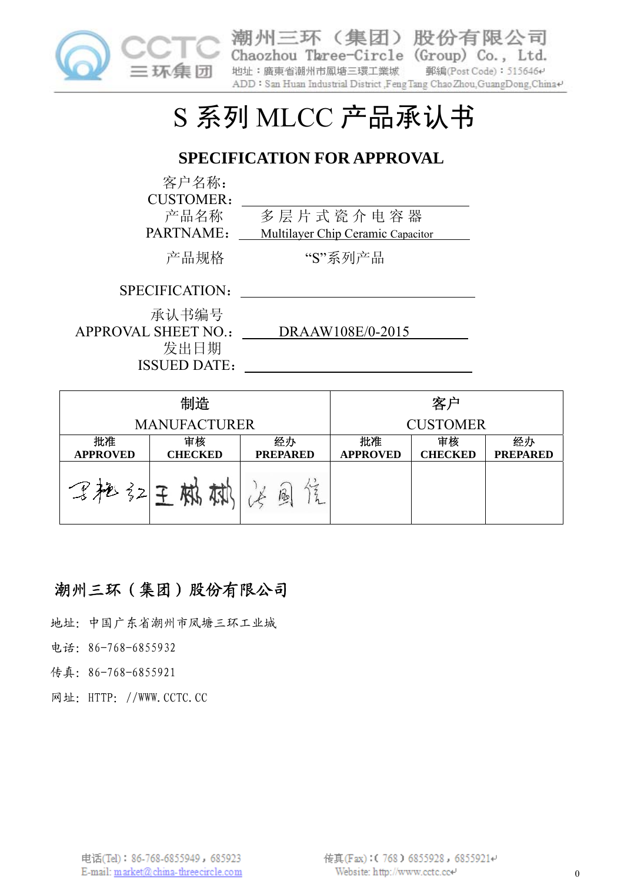潮州三环（集团）股份有限公司
Chaozhou Three-Circle (Group) Co., Ltd.
地址：廣東省潮州市鳳塘三環工業城　郵編(Post Code)：515646
ADD：San Huan Industrial District ,Feng Tang Chao Zhou,GuangDong,China

# S 系列 MLCC 产品承认书

## SPECIFICATION FOR APPROVAL

客户名称：
CUSTOMER： ____________________

产品名称
PARTNAME： 多层片式瓷介电容器 Multilayer Chip Ceramic Capacitor

产品规格
SPECIFICATION： “S”系列产品

承认书编号
APPROVAL SHEET NO.： DRAAW108E/0-2015

发出日期
ISSUED DATE： ____________________

| 制造 MANUFACTURER | | | 客户 CUSTOMER | | |
|---|---|---|---|---|---|
| 批准 APPROVED | 审核 CHECKED | 经办 PREPARED | 批准 APPROVED | 审核 CHECKED | 经办 PREPARED |
| 罗艳红 | 王彬彬 | 沈国信 | | | |

**潮州三环（集团）股份有限公司**

地址：中国广东省潮州市凤塘三环工业城

电话：86-768-6855932

传真：86-768-6855921

网址：HTTP：//WWW.CCTC.CC

电话(Tel)：86-768-6855949，685923　传真(Fax)：( 768 ) 6855928，6855921
E-mail: market@china-threecircle.com　Website: http://www.cctc.cc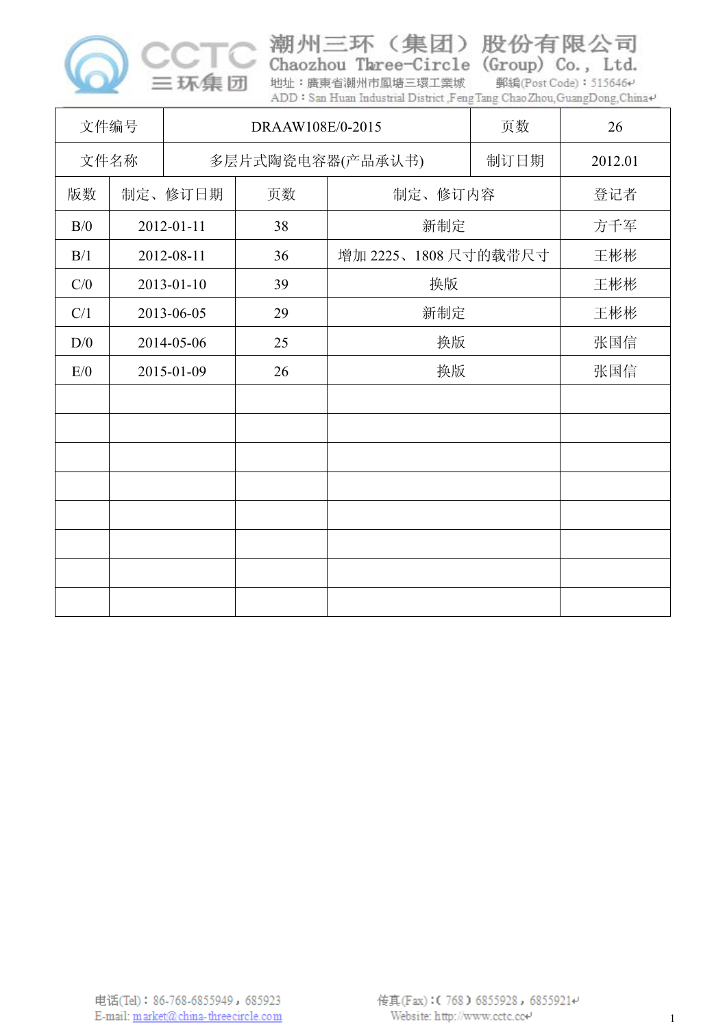| 文件编号 | DRAAW108E/0-2015 | | | 页数 | 26 |
|---|---|---|---|---|---|
| 文件名称 | 多层片式陶瓷电容器(产品承认书) | | | 制订日期 | 2012.01 |
| 版数 | 制定、修订日期 | 页数 | 制定、修订内容 | | 登记者 |
| B/0 | 2012-01-11 | 38 | 新制定 | | 方千军 |
| B/1 | 2012-08-11 | 36 | 增加 2225、1808 尺寸的载带尺寸 | | 王彬彬 |
| C/0 | 2013-01-10 | 39 | 换版 | | 王彬彬 |
| C/1 | 2013-06-05 | 29 | 新制定 | | 王彬彬 |
| D/0 | 2014-05-06 | 25 | 换版 | | 张国信 |
| E/0 | 2015-01-09 | 26 | 换版 | | 张国信 |
| | | | | | |
| | | | | | |
| | | | | | |
| | | | | | |
| | | | | | |
| | | | | | |
| | | | | | |
| | | | | | |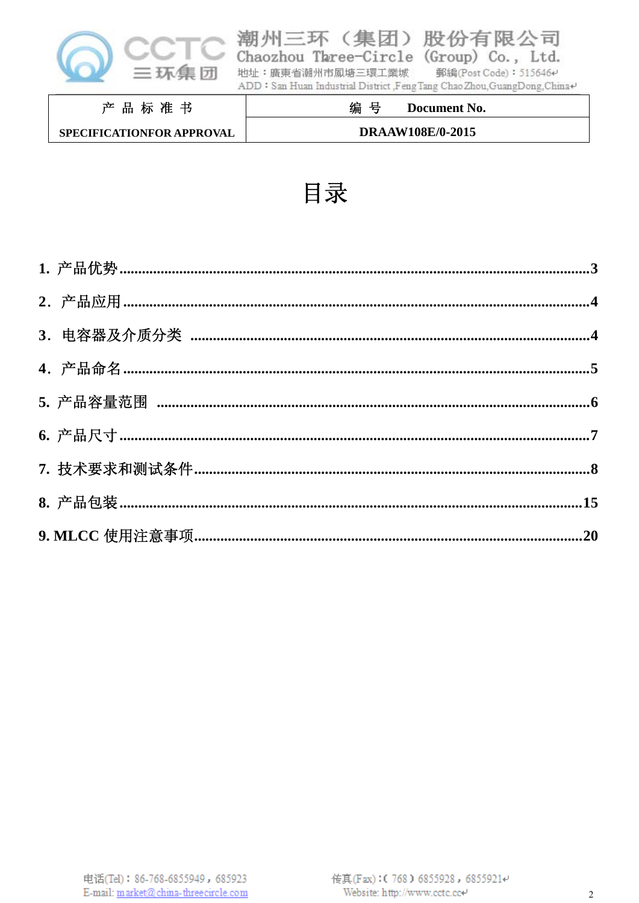| 产 品 标 准 书 | 编 号　　Document No. |
|---|---|
| SPECIFICATIONFOR APPROVAL | DRAAW108E/0-2015 |

# 目录

1. 产品优势......3
2. 产品应用......4
3. 电容器及介质分类......4
4. 产品命名......5
5. 产品容量范围......6
6. 产品尺寸......7
7. 技术要求和测试条件......8
8. 产品包装......15
9. MLCC 使用注意事项......20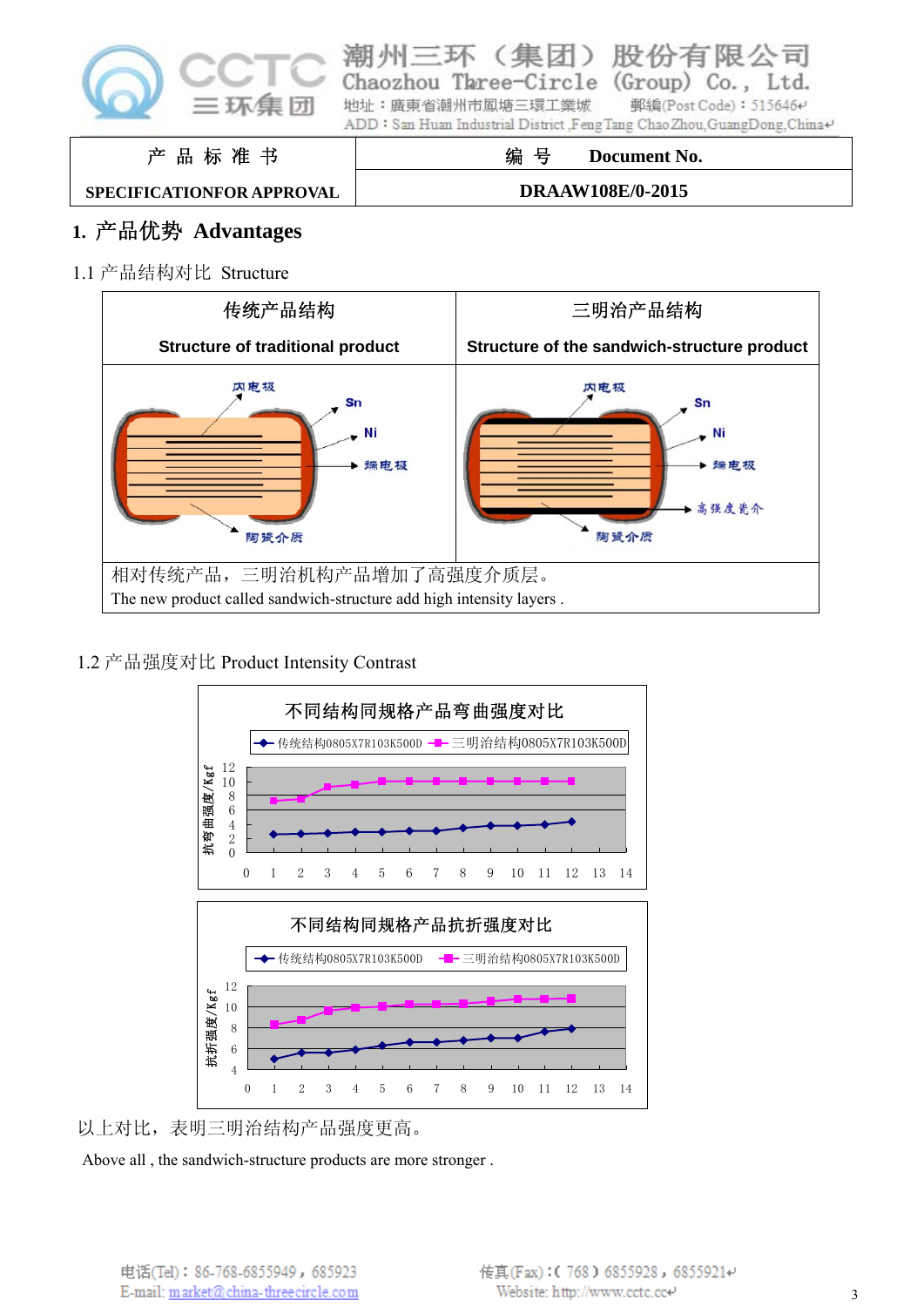| 产 品 标 准 书 | 编 号 Document No. |
|---|---|
| SPECIFICATIONFOR APPROVAL | DRAAW108E/0-2015 |

# 1. 产品优势 Advantages

## 1.1 产品结构对比 Structure

| 传统产品结构<br>Structure of traditional product | 三明治产品结构<br>Structure of the sandwich-structure product |
|---|---|
| 内电极 / Sn / Ni / 端电极 / 陶瓷介质 | 内电极 / Sn / Ni / 端电极 / 高强度瓷介 / 陶瓷介质 |
| 相对传统产品，三明治机构产品增加了高强度介质层。<br>The new product called sandwich-structure add high intensity layers . | |

## 1.2 产品强度对比 Product Intensity Contrast

不同结构同规格产品弯曲强度对比

传统结构0805X7R103K500D　三明治结构0805X7R103K500D

抗弯曲强度/Kgf

不同结构同规格产品抗折强度对比

传统结构0805X7R103K500D　三明治结构0805X7R103K500D

抗折强度/Kgf

以上对比，表明三明治结构产品强度更高。

Above all , the sandwich-structure products are more stronger .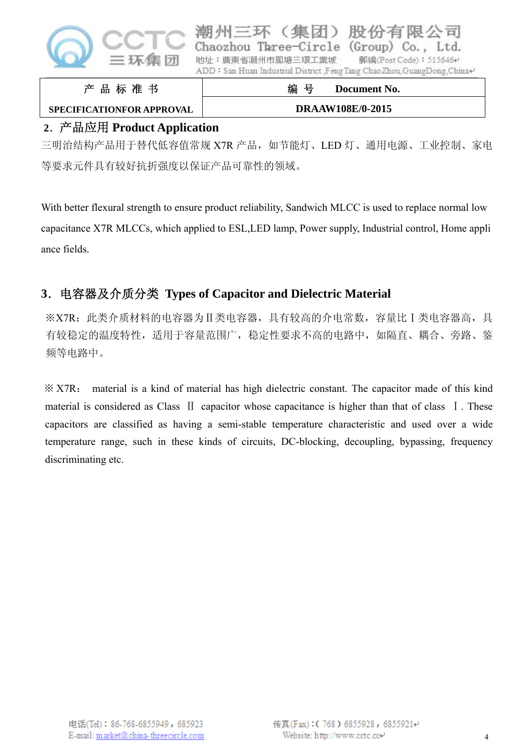## 2．产品应用 Product Application

三明治结构产品用于替代低容值常规 X7R 产品，如节能灯、LED 灯、通用电源、工业控制、家电等要求元件具有较好抗折强度以保证产品可靠性的领域。

With better flexural strength to ensure product reliability, Sandwich MLCC is used to replace normal low capacitance X7R MLCCs, which applied to ESL,LED lamp, Power supply, Industrial control, Home appliance fields.

## 3．电容器及介质分类 Types of Capacitor and Dielectric Material

※X7R：此类介质材料的电容器为Ⅱ类电容器，具有较高的介电常数，容量比Ⅰ类电容器高，具有较稳定的温度特性，适用于容量范围广，稳定性要求不高的电路中，如隔直、耦合、旁路、鉴频等电路中。

※ X7R： material is a kind of material has high dielectric constant. The capacitor made of this kind material is considered as Class Ⅱ capacitor whose capacitance is higher than that of class Ⅰ. These capacitors are classified as having a semi-stable temperature characteristic and used over a wide temperature range, such in these kinds of circuits, DC-blocking, decoupling, bypassing, frequency discriminating etc.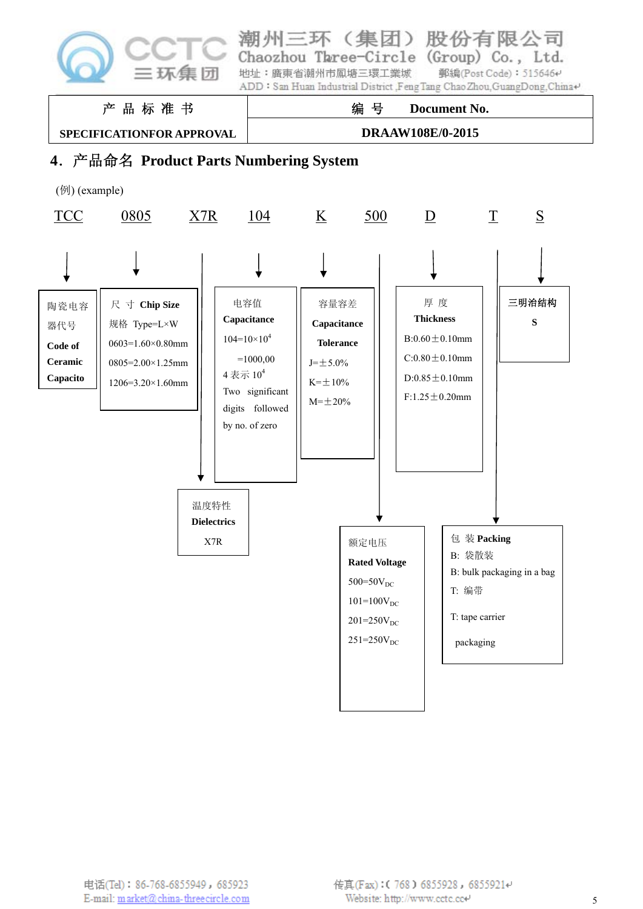| 产 品 标 准 书 | 编 号 Document No. |
|---|---|
| SPECIFICATIONFOR APPROVAL | DRAAW108E/0-2015 |

## 4．产品命名 Product Parts Numbering System

(例) (example)

TCC 0805 X7R 104 K 500 D T S

**陶瓷电容器代号 Code of Ceramic Capacito** — TCC

**尺 寸 Chip Size** — 0805
规格 Type=L×W
0603=1.60×0.80mm
0805=2.00×1.25mm
1206=3.20×1.60mm

**温度特性 Dielectrics** — X7R
X7R

**电容值 Capacitance** — 104
$104=10\times10^4$
=1000,00
4 表示 $10^4$
Two significant digits followed by no. of zero

**容量容差 Capacitance Tolerance** — K
J=±5.0%
K=±10%
M=±20%

**额定电压 Rated Voltage** — 500
$500=50V_{DC}$
$101=100V_{DC}$
$201=250V_{DC}$
$251=250V_{DC}$

**厚 度 Thickness** — D
B:0.60±0.10mm
C:0.80±0.10mm
D:0.85±0.10mm
F:1.25±0.20mm

**包 装 Packing** — T
B: 袋散装
B: bulk packaging in a bag
T: 编带
T: tape carrier packaging

**三明治结构** — S
S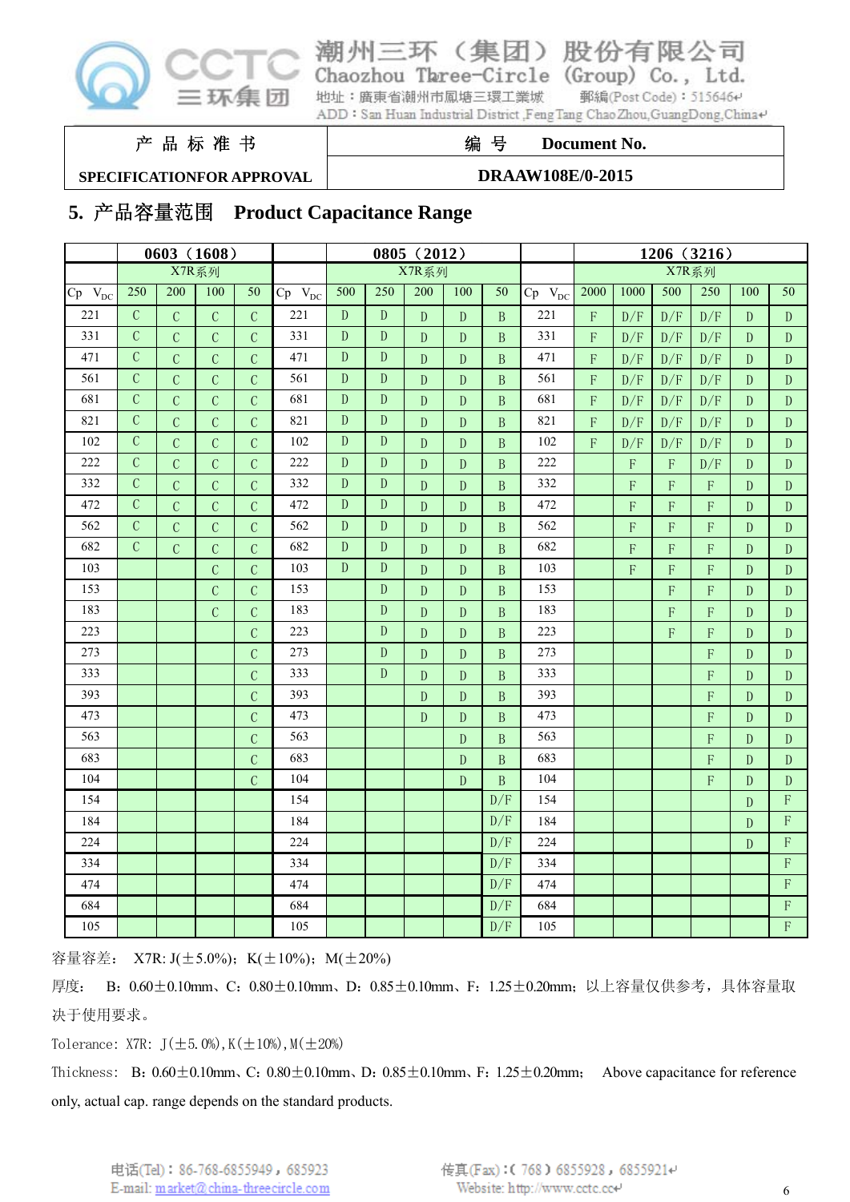## 5. 产品容量范围 Product Capacitance Range

| | 0603（1608） | | | | | 0805（2012） | | | | | | 1206（3216） | | | | | |
|---|---|---|---|---|---|---|---|---|---|---|---|---|---|---|---|---|---|
| | X7R系列 | | | | | X7R系列 | | | | | | X7R系列 | | | | | |
| Cp $V_{DC}$ | 250 | 200 | 100 | 50 | Cp $V_{DC}$ | 500 | 250 | 200 | 100 | 50 | Cp $V_{DC}$ | 2000 | 1000 | 500 | 250 | 100 | 50 |
| 221 | C | C | C | C | 221 | D | D | D | D | B | 221 | F | D/F | D/F | D/F | D | D |
| 331 | C | C | C | C | 331 | D | D | D | D | B | 331 | F | D/F | D/F | D/F | D | D |
| 471 | C | C | C | C | 471 | D | D | D | D | B | 471 | F | D/F | D/F | D/F | D | D |
| 561 | C | C | C | C | 561 | D | D | D | D | B | 561 | F | D/F | D/F | D/F | D | D |
| 681 | C | C | C | C | 681 | D | D | D | D | B | 681 | F | D/F | D/F | D/F | D | D |
| 821 | C | C | C | C | 821 | D | D | D | D | B | 821 | F | D/F | D/F | D/F | D | D |
| 102 | C | C | C | C | 102 | D | D | D | D | B | 102 | F | D/F | D/F | D/F | D | D |
| 222 | C | C | C | C | 222 | D | D | D | D | B | 222 | | F | F | D/F | D | D |
| 332 | C | C | C | C | 332 | D | D | D | D | B | 332 | | F | F | F | D | D |
| 472 | C | C | C | C | 472 | D | D | D | D | B | 472 | | F | F | F | D | D |
| 562 | C | C | C | C | 562 | D | D | D | D | B | 562 | | F | F | F | D | D |
| 682 | C | C | C | C | 682 | D | D | D | D | B | 682 | | F | F | F | D | D |
| 103 | | | C | C | 103 | D | D | D | D | B | 103 | | F | F | F | D | D |
| 153 | | | C | C | 153 | | D | D | D | B | 153 | | | F | F | D | D |
| 183 | | | C | C | 183 | | D | D | D | B | 183 | | | F | F | D | D |
| 223 | | | | C | 223 | | D | D | D | B | 223 | | | F | F | D | D |
| 273 | | | | C | 273 | | D | D | D | B | 273 | | | | F | D | D |
| 333 | | | | C | 333 | | D | D | D | B | 333 | | | | F | D | D |
| 393 | | | | C | 393 | | | D | D | B | 393 | | | | F | D | D |
| 473 | | | | C | 473 | | | D | D | B | 473 | | | | F | D | D |
| 563 | | | | C | 563 | | | | D | B | 563 | | | | F | D | D |
| 683 | | | | C | 683 | | | | D | B | 683 | | | | F | D | D |
| 104 | | | | C | 104 | | | | D | B | 104 | | | | F | D | D |
| 154 | | | | | 154 | | | | | D/F | 154 | | | | | D | F |
| 184 | | | | | 184 | | | | | D/F | 184 | | | | | D | F |
| 224 | | | | | 224 | | | | | D/F | 224 | | | | | D | F |
| 334 | | | | | 334 | | | | | D/F | 334 | | | | | | F |
| 474 | | | | | 474 | | | | | D/F | 474 | | | | | | F |
| 684 | | | | | 684 | | | | | D/F | 684 | | | | | | F |
| 105 | | | | | 105 | | | | | D/F | 105 | | | | | | F |

容量容差： X7R: J(±5.0%)；K(±10%)；M(±20%)

厚度： B：0.60±0.10mm、C：0.80±0.10mm、D：0.85±0.10mm、F：1.25±0.20mm；以上容量仅供参考，具体容量取决于使用要求。

Tolerance: X7R: J(±5.0%),K(±10%),M(±20%)

Thickness: B：0.60±0.10mm、C：0.80±0.10mm、D：0.85±0.10mm、F：1.25±0.20mm； Above capacitance for reference only, actual cap. range depends on the standard products.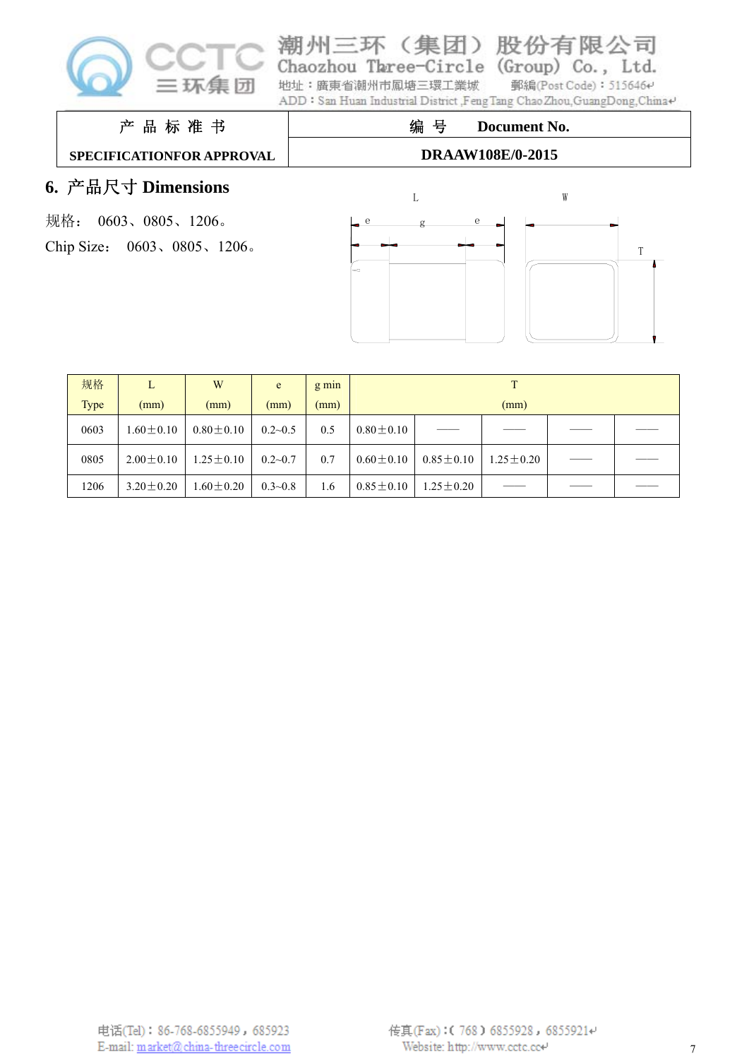| 产 品 标 准 书 | 编 号 Document No. |
|---|---|
| SPECIFICATIONFOR APPROVAL | DRAAW108E/0-2015 |

## 6. 产品尺寸 Dimensions

规格： 0603、0805、1206。

Chip Size： 0603、0805、1206。

| 规格<br>Type | L<br>(mm) | W<br>(mm) | e<br>(mm) | g min<br>(mm) | T<br>(mm) | | | | |
|---|---|---|---|---|---|---|---|---|---|
| 0603 | 1.60±0.10 | 0.80±0.10 | 0.2~0.5 | 0.5 | 0.80±0.10 | —— | —— | —— | —— |
| 0805 | 2.00±0.10 | 1.25±0.10 | 0.2~0.7 | 0.7 | 0.60±0.10 | 0.85±0.10 | 1.25±0.20 | —— | —— |
| 1206 | 3.20±0.20 | 1.60±0.20 | 0.3~0.8 | 1.6 | 0.85±0.10 | 1.25±0.20 | —— | —— | —— |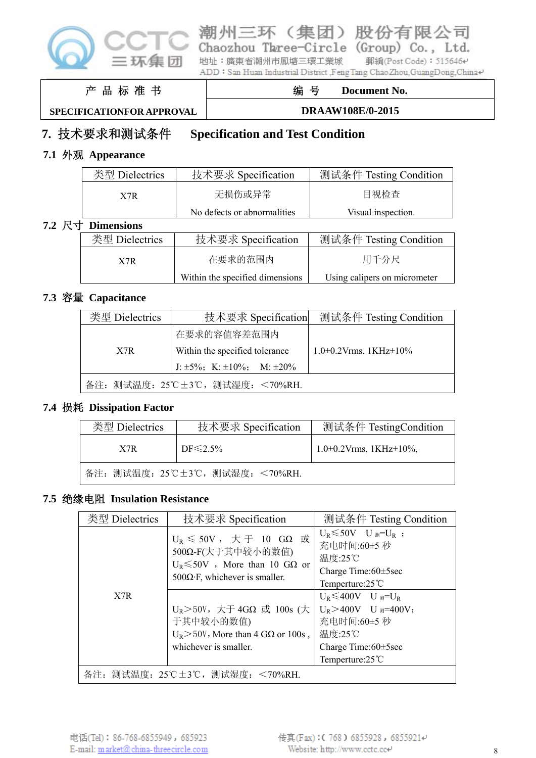| 产 品 标 准 书 | 编 号 Document No. |
|---|---|
| SPECIFICATIONFOR APPROVAL | DRAAW108E/0-2015 |

## 7. 技术要求和测试条件 Specification and Test Condition

### 7.1 外观 Appearance

| 类型 Dielectrics | 技术要求 Specification | 测试条件 Testing Condition |
|---|---|---|
| X7R | 无损伤或异常<br>No defects or abnormalities | 目视检查<br>Visual inspection. |

### 7.2 尺寸 Dimensions

| 类型 Dielectrics | 技术要求 Specification | 测试条件 Testing Condition |
|---|---|---|
| X7R | 在要求的范围内<br>Within the specified dimensions | 用千分尺<br>Using calipers on micrometer |

### 7.3 容量 Capacitance

| 类型 Dielectrics | 技术要求 Specification | 测试条件 Testing Condition |
|---|---|---|
| X7R | 在要求的容值容差范围内<br>Within the specified tolerance<br>J: ±5%； K: ±10%； M: ±20% | 1.0±0.2Vrms, 1KHz±10% |
| 备注：测试温度：25℃±3℃，测试湿度：<70%RH. | | |

### 7.4 损耗 Dissipation Factor

| 类型 Dielectrics | 技术要求 Specification | 测试条件 TestingCondition |
|---|---|---|
| X7R | DF≤2.5% | 1.0±0.2Vrms, 1KHz±10%, |
| 备注：测试温度：25℃±3℃，测试湿度：<70%RH. | | |

### 7.5 绝缘电阻 Insulation Resistance

| 类型 Dielectrics | 技术要求 Specification | 测试条件 Testing Condition |
|---|---|---|
| X7R | $U_R$ ≤ 50V，大于 10 GΩ 或 500Ω-F(大于其中较小的数值)<br>$U_R$≤50V，More than 10 GΩ or 500Ω·F, whichever is smaller. | $U_R$≤50V $U_{测}$=$U_R$；<br>充电时间:60±5 秒<br>温度:25℃<br>Charge Time:60±5sec<br>Temperture:25℃ |
| | $U_R$>50V，大于 4GΩ 或 100s (大于其中较小的数值)<br>$U_R$>50V, More than 4 GΩ or 100s , whichever is smaller. | $U_R$≤400V $U_{测}$=$U_R$<br>$U_R$>400V $U_{测}$=400V;<br>充电时间:60±5 秒<br>温度:25℃<br>Charge Time:60±5sec<br>Temperture:25℃ |
| 备注：测试温度：25℃±3℃，测试湿度：<70%RH. | | |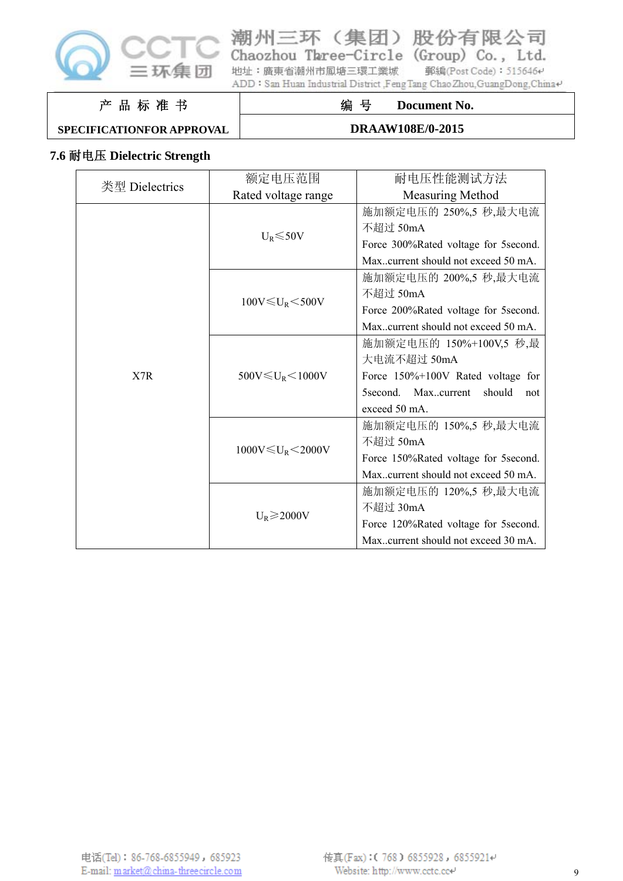| 产 品 标 准 书 | 编 号 Document No. |
|---|---|
| SPECIFICATIONFOR APPROVAL | DRAAW108E/0-2015 |

### 7.6 耐电压 Dielectric Strength

| 类型 Dielectrics | 额定电压范围 Rated voltage range | 耐电压性能测试方法 Measuring Method |
|---|---|---|
| X7R | $U_R \leq 50V$ | 施加额定电压的 250%,5 秒,最大电流不超过 50mA<br>Force 300%Rated voltage for 5second. Max..current should not exceed 50 mA. |
| | $100V \leq U_R < 500V$ | 施加额定电压的 200%,5 秒,最大电流不超过 50mA<br>Force 200%Rated voltage for 5second. Max..current should not exceed 50 mA. |
| | $500V \leq U_R < 1000V$ | 施加额定电压的 150%+100V,5 秒,最大电流不超过 50mA<br>Force 150%+100V Rated voltage for 5second. Max..current should not exceed 50 mA. |
| | $1000V \leq U_R < 2000V$ | 施加额定电压的 150%,5 秒,最大电流不超过 50mA<br>Force 150%Rated voltage for 5second. Max..current should not exceed 50 mA. |
| | $U_R \geq 2000V$ | 施加额定电压的 120%,5 秒,最大电流不超过 30mA<br>Force 120%Rated voltage for 5second. Max..current should not exceed 30 mA. |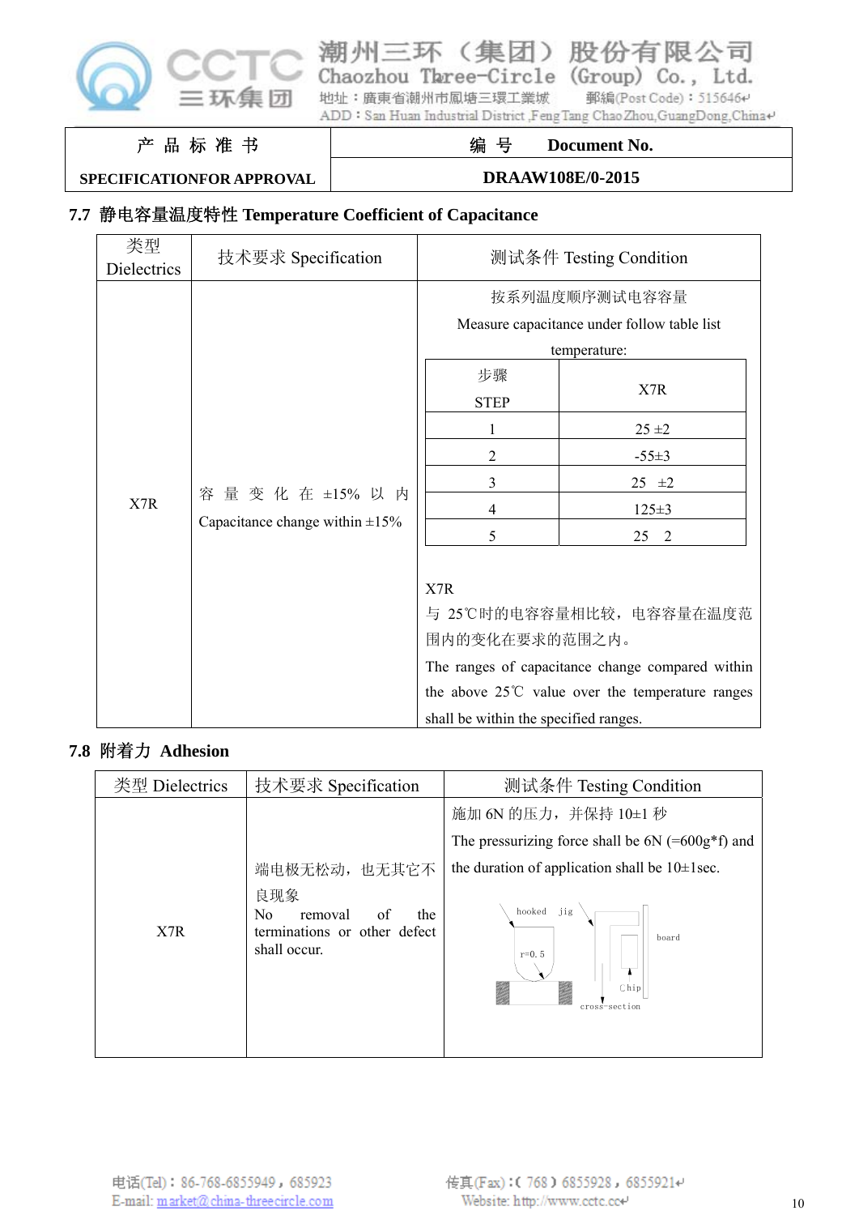| 产 品 标 准 书 | 编 号 Document No. |
|---|---|
| SPECIFICATIONFOR APPROVAL | DRAAW108E/0-2015 |

## 7.7 静电容量温度特性 Temperature Coefficient of Capacitance

| 类型 Dielectrics | 技术要求 Specification | 测试条件 Testing Condition |
|---|---|---|
| X7R | 容 量 变 化 在 ±15% 以 内<br>Capacitance change within ±15% | 按系列温度顺序测试电容容量<br>Measure capacitance under follow table list temperature:<br><br>步骤 STEP / X7R:<br>1: 25 ±2<br>2: -55±3<br>3: 25 ±2<br>4: 125±3<br>5: 25 2<br><br>X7R<br>与 25℃时的电容容量相比较，电容容量在温度范围内的变化在要求的范围之内。<br>The ranges of capacitance change compared within the above 25℃ value over the temperature ranges shall be within the specified ranges. |

| 步骤 STEP | X7R |
|---|---|
| 1 | 25 ±2 |
| 2 | -55±3 |
| 3 | 25 ±2 |
| 4 | 125±3 |
| 5 | 25 2 |

## 7.8 附着力 Adhesion

| 类型 Dielectrics | 技术要求 Specification | 测试条件 Testing Condition |
|---|---|---|
| X7R | 端电极无松动，也无其它不良现象<br>No removal of the terminations or other defect shall occur. | 施加 6N 的压力，并保持 10±1 秒<br>The pressurizing force shall be 6N (=600g*f) and the duration of application shall be 10±1sec.<br><br>hooked jig<br>r=0. 5<br>board<br>Chip<br>cross-section |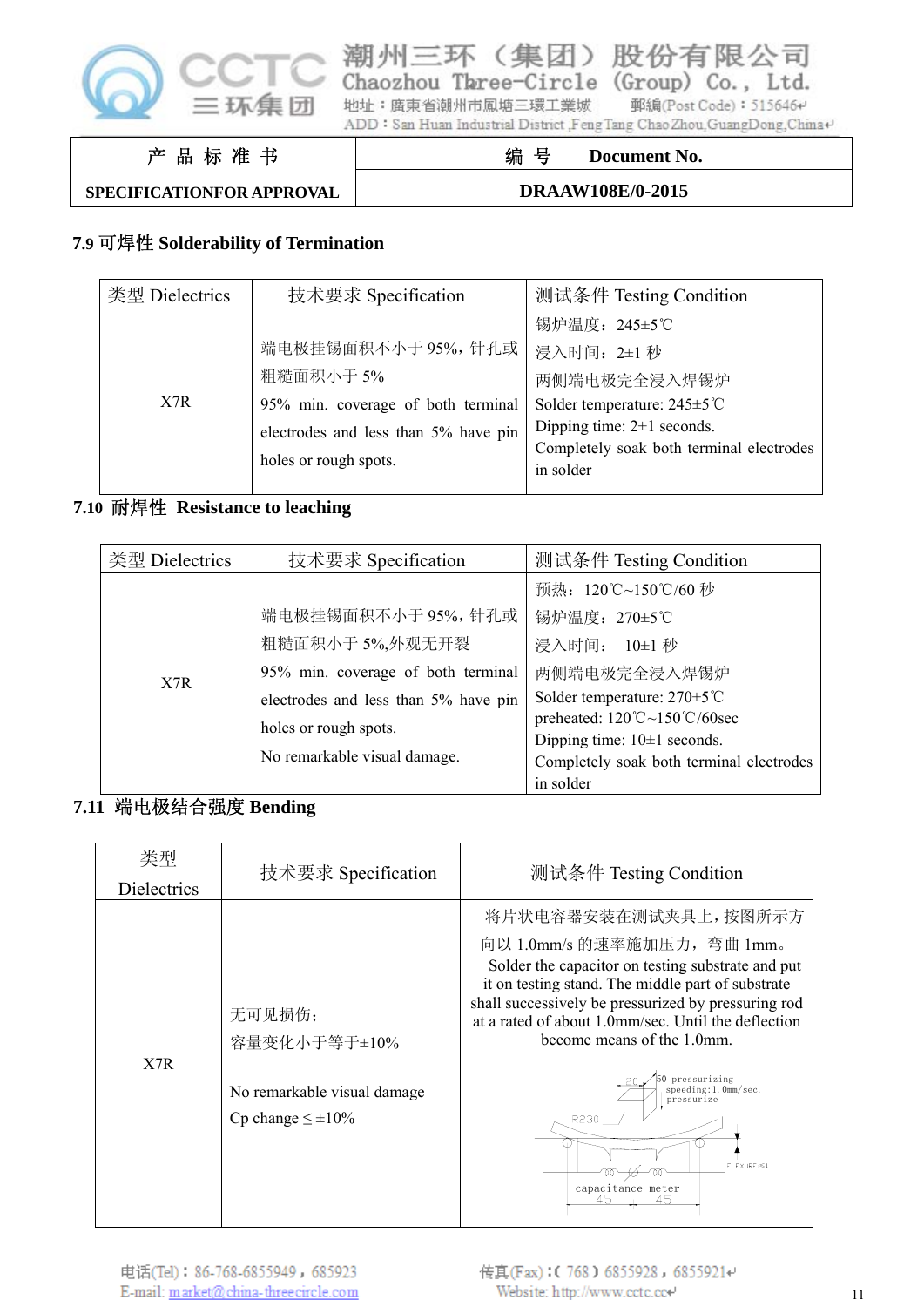| 产 品 标 准 书 | 编 号 Document No. |
|---|---|
| SPECIFICATIONFOR APPROVAL | DRAAW108E/0-2015 |

### 7.9 可焊性 Solderability of Termination

| 类型 Dielectrics | 技术要求 Specification | 测试条件 Testing Condition |
|---|---|---|
| X7R | 端电极挂锡面积不小于 95%，针孔或粗糙面积小于 5%<br>95% min. coverage of both terminal electrodes and less than 5% have pin holes or rough spots. | 锡炉温度：245±5℃<br>浸入时间：2±1 秒<br>两侧端电极完全浸入焊锡炉<br>Solder temperature: 245±5℃<br>Dipping time: 2±1 seconds.<br>Completely soak both terminal electrodes in solder |

### 7.10 耐焊性 Resistance to leaching

| 类型 Dielectrics | 技术要求 Specification | 测试条件 Testing Condition |
|---|---|---|
| X7R | 端电极挂锡面积不小于 95%，针孔或粗糙面积小于 5%,外观无开裂<br>95% min. coverage of both terminal electrodes and less than 5% have pin holes or rough spots.<br>No remarkable visual damage. | 预热：120℃~150℃/60 秒<br>锡炉温度：270±5℃<br>浸入时间： 10±1 秒<br>两侧端电极完全浸入焊锡炉<br>Solder temperature: 270±5℃<br>preheated: 120℃~150℃/60sec<br>Dipping time: 10±1 seconds.<br>Completely soak both terminal electrodes in solder |

### 7.11 端电极结合强度 Bending

| 类型 Dielectrics | 技术要求 Specification | 测试条件 Testing Condition |
|---|---|---|
| X7R | 无可见损伤；<br>容量变化小于等于±10%<br><br>No remarkable visual damage<br>Cp change ≤ ±10% | 将片状电容器安装在测试夹具上，按图所示方向以 1.0mm/s 的速率施加压力，弯曲 1mm。<br>Solder the capacitor on testing substrate and put it on testing stand. The middle part of substrate shall successively be pressurized by pressuring rod at a rated of about 1.0mm/sec. Until the deflection become means of the 1.0mm.<br>20 50 pressurizing speeding:1.0mm/sec. pressurize R230 FLEXURE ≤1 capacitance meter 45 45 |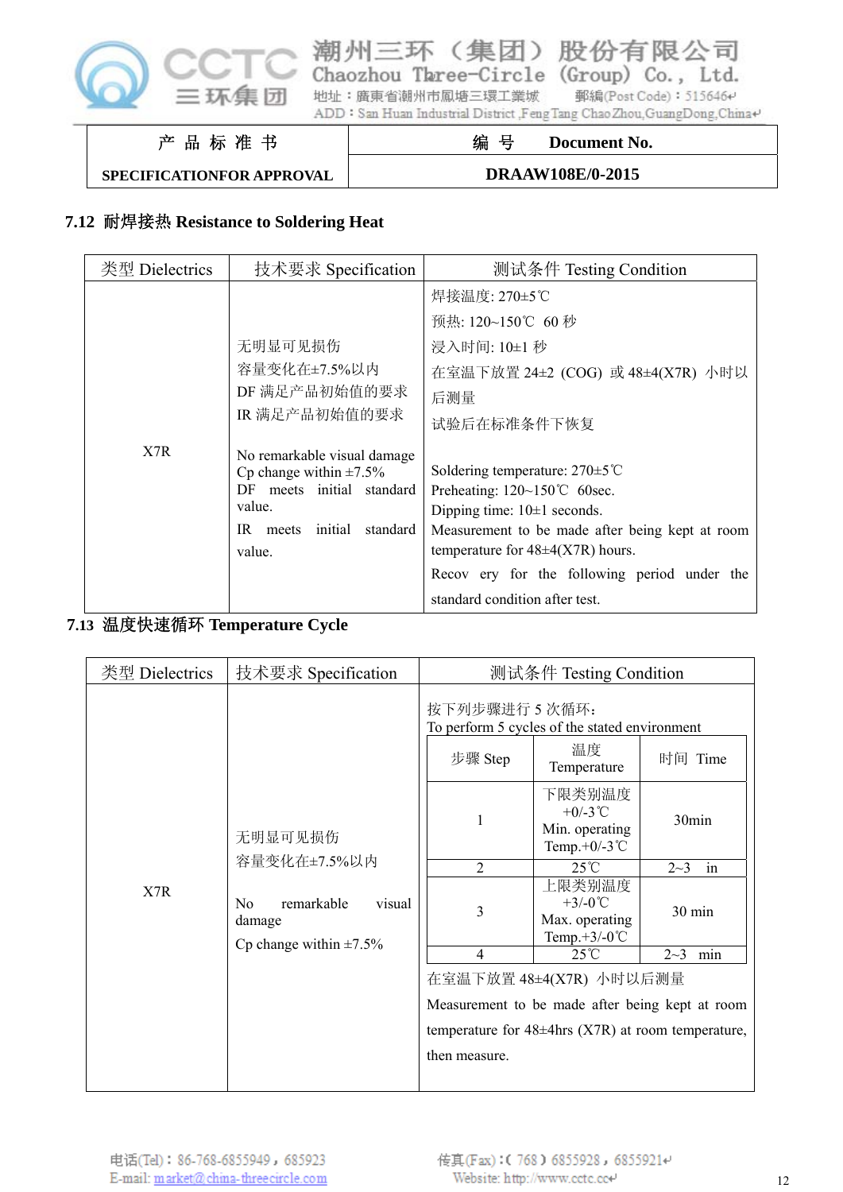| 产 品 标 准 书 | 编 号 Document No. |
|---|---|
| SPECIFICATIONFOR APPROVAL | DRAAW108E/0-2015 |

### 7.12 耐焊接热 Resistance to Soldering Heat

| 类型 Dielectrics | 技术要求 Specification | 测试条件 Testing Condition |
|---|---|---|
| X7R | 无明显可见损伤<br>容量变化在±7.5%以内<br>DF 满足产品初始值的要求<br>IR 满足产品初始值的要求<br><br>No remarkable visual damage<br>Cp change within ±7.5%<br>DF meets initial standard value.<br>IR meets initial standard value. | 焊接温度: 270±5℃<br>预热: 120~150℃ 60 秒<br>浸入时间: 10±1 秒<br>在室温下放置 24±2 (COG) 或 48±4(X7R) 小时以后测量<br>试验后在标准条件下恢复<br><br>Soldering temperature: 270±5℃<br>Preheating: 120~150℃ 60sec.<br>Dipping time: 10±1 seconds.<br>Measurement to be made after being kept at room temperature for 48±4(X7R) hours.<br>Recov ery for the following period under the standard condition after test. |

### 7.13 温度快速循环 Temperature Cycle

| 类型 Dielectrics | 技术要求 Specification | 测试条件 Testing Condition |
|---|---|---|
| X7R | 无明显可见损伤<br>容量变化在±7.5%以内<br><br>No remarkable visual damage<br>Cp change within ±7.5% | 按下列步骤进行 5 次循环:<br>To perform 5 cycles of the stated environment<br>（见下表 / see table below）<br>在室温下放置 48±4(X7R) 小时以后测量<br>Measurement to be made after being kept at room temperature for 48±4hrs (X7R) at room temperature, then measure. |

| 步骤 Step | 温度 Temperature | 时间 Time |
|---|---|---|
| 1 | 下限类别温度 +0/-3℃<br>Min. operating Temp.+0/-3℃ | 30min |
| 2 | 25℃ | 2~3 in |
| 3 | 上限类别温度 +3/-0℃<br>Max. operating Temp.+3/-0℃ | 30 min |
| 4 | 25℃ | 2~3 min |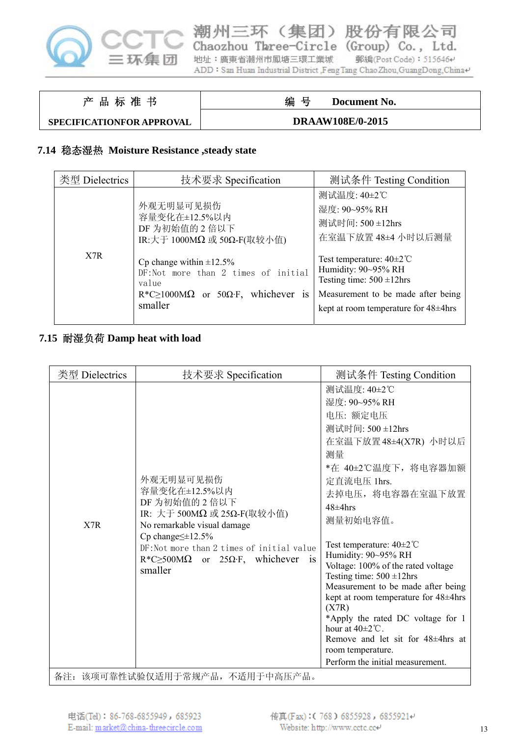| 产 品 标 准 书 | 编 号 Document No. |
|---|---|
| SPECIFICATIONFOR APPROVAL | DRAAW108E/0-2015 |

### 7.14 稳态湿热 Moisture Resistance ,steady state

| 类型 Dielectrics | 技术要求 Specification | 测试条件 Testing Condition |
|---|---|---|
| X7R | 外观无明显可见损伤<br>容量变化在±12.5%以内<br>DF 为初始值的 2 倍以下<br>IR:大于 1000MΩ 或 50Ω-F(取较小值)<br><br>Cp change within ±12.5%<br>DF:Not more than 2 times of initial value<br>R*C≥1000MΩ or 50Ω·F, whichever is smaller | 测试温度: 40±2℃<br>湿度: 90~95% RH<br>测试时间: 500 ±12hrs<br>在室温下放置 48±4 小时以后测量<br><br>Test temperature: 40±2℃<br>Humidity: 90~95% RH<br>Testing time: 500 ±12hrs<br>Measurement to be made after being kept at room temperature for 48±4hrs |

### 7.15 耐湿负荷 Damp heat with load

| 类型 Dielectrics | 技术要求 Specification | 测试条件 Testing Condition |
|---|---|---|
| X7R | 外观无明显可见损伤<br>容量变化在±12.5%以内<br>DF 为初始值的 2 倍以下<br>IR: 大于 500MΩ 或 25Ω-F(取较小值)<br>No remarkable visual damage<br>Cp change≤±12.5%<br>DF:Not more than 2 times of initial value<br>R*C≥500MΩ or 25Ω·F, whichever is smaller | 测试温度: 40±2℃<br>湿度: 90~95% RH<br>电压: 额定电压<br>测试时间: 500 ±12hrs<br>在室温下放置 48±4(X7R) 小时以后测量<br>*在 40±2℃温度下，将电容器加额定直流电压 1hrs.<br>去掉电压，将电容器在室温下放置 48±4hrs<br>测量初始电容值。<br><br>Test temperature: 40±2℃<br>Humidity: 90~95% RH<br>Voltage: 100% of the rated voltage<br>Testing time: 500 ±12hrs<br>Measurement to be made after being kept at room temperature for 48±4hrs (X7R)<br>*Apply the rated DC voltage for 1 hour at 40±2℃.<br>Remove and let sit for 48±4hrs at room temperature.<br>Perform the initial measurement. |
| 备注：该项可靠性试验仅适用于常规产品，不适用于中高压产品。 | | |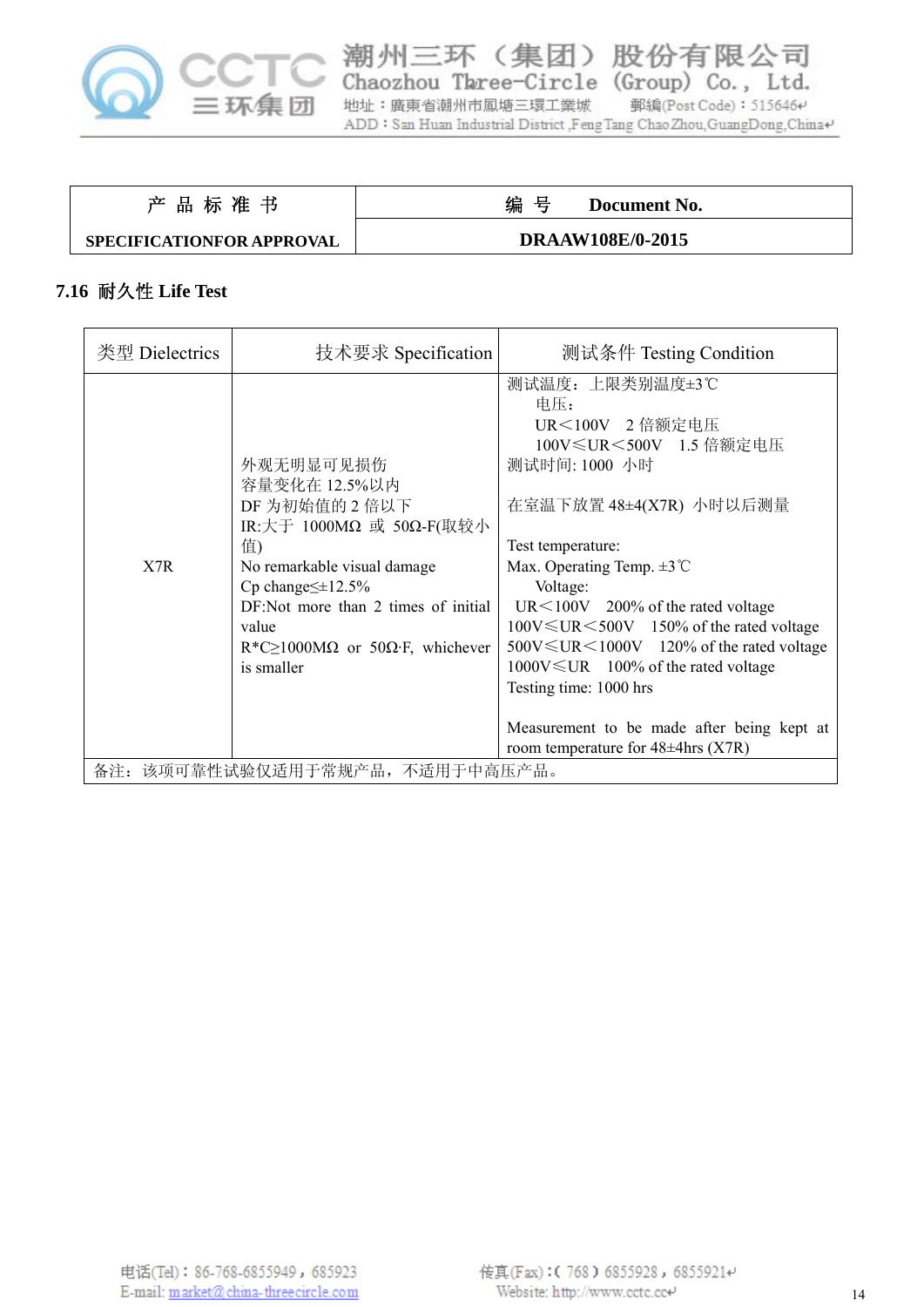| 产 品 标 准 书 | 编 号 Document No. |
| --- | --- |
| SPECIFICATIONFOR APPROVAL | DRAAW108E/0-2015 |

### 7.16 耐久性 Life Test

| 类型 Dielectrics | 技术要求 Specification | 测试条件 Testing Condition |
| --- | --- | --- |
| X7R | 外观无明显可见损伤<br>容量变化在 12.5%以内<br>DF 为初始值的 2 倍以下<br>IR:大于 1000MΩ 或 50Ω-F(取较小值)<br>No remarkable visual damage<br>Cp change≤±12.5%<br>DF:Not more than 2 times of initial value<br>R*C≥1000MΩ or 50Ω·F, whichever is smaller | 测试温度：上限类别温度±3℃<br>电压：<br>UR＜100V 2 倍额定电压<br>100V≤UR＜500V 1.5 倍额定电压<br>测试时间: 1000 小时<br><br>在室温下放置 48±4(X7R) 小时以后测量<br><br>Test temperature:<br>Max. Operating Temp. ±3℃<br>Voltage:<br>UR＜100V 200% of the rated voltage<br>100V≤UR＜500V 150% of the rated voltage<br>500V≤UR＜1000V 120% of the rated voltage<br>1000V≤UR 100% of the rated voltage<br>Testing time: 1000 hrs<br><br>Measurement to be made after being kept at room temperature for 48±4hrs (X7R) |
| 备注：该项可靠性试验仅适用于常规产品，不适用于中高压产品。 | | |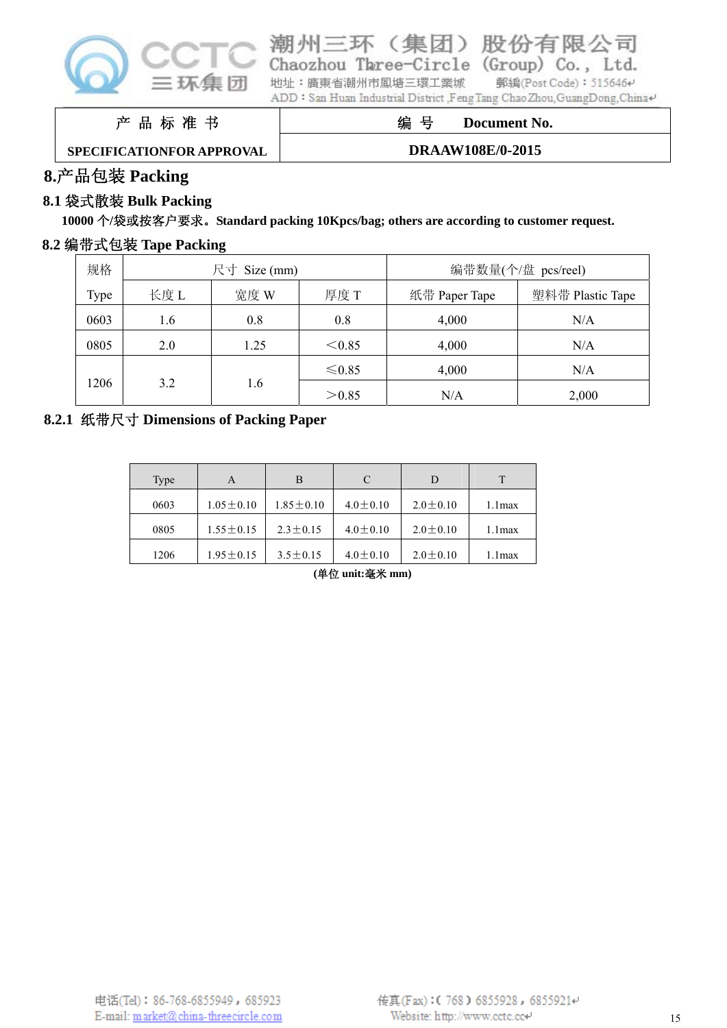| 产 品 标 准 书 | 编 号 Document No. |
|---|---|
| SPECIFICATIONFOR APPROVAL | DRAAW108E/0-2015 |

## 8.产品包装 Packing

### 8.1 袋式散装 Bulk Packing

**10000 个/袋或按客户要求。Standard packing 10Kpcs/bag; others are according to customer request.**

### 8.2 编带式包装 Tape Packing

| 规格 | 尺寸 Size (mm) | | | 编带数量(个/盘 pcs/reel) | |
|---|---|---|---|---|---|
| Type | 长度 L | 宽度 W | 厚度 T | 纸带 Paper Tape | 塑料带 Plastic Tape |
| 0603 | 1.6 | 0.8 | 0.8 | 4,000 | N/A |
| 0805 | 2.0 | 1.25 | ＜0.85 | 4,000 | N/A |
| 1206 | 3.2 | 1.6 | ≤0.85 | 4,000 | N/A |
| | | | ＞0.85 | N/A | 2,000 |

#### 8.2.1 纸带尺寸 Dimensions of Packing Paper

| Type | A | B | C | D | T |
|---|---|---|---|---|---|
| 0603 | 1.05±0.10 | 1.85±0.10 | 4.0±0.10 | 2.0±0.10 | 1.1max |
| 0805 | 1.55±0.15 | 2.3±0.15 | 4.0±0.10 | 2.0±0.10 | 1.1max |
| 1206 | 1.95±0.15 | 3.5±0.15 | 4.0±0.10 | 2.0±0.10 | 1.1max |

**(单位 unit:毫米 mm)**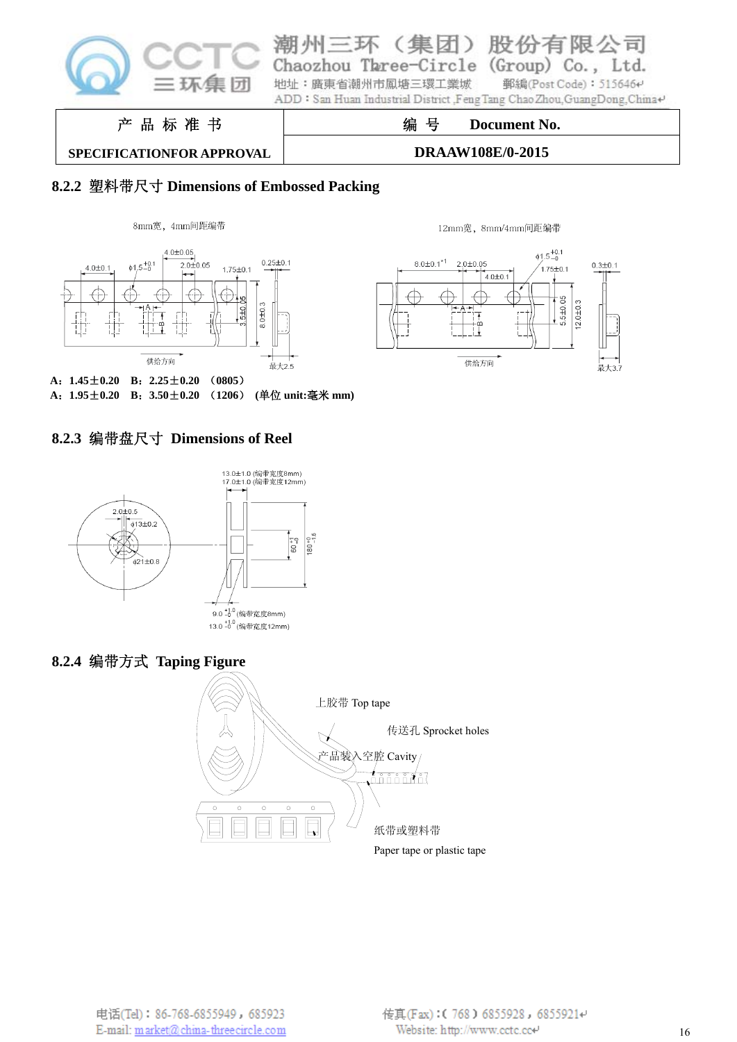| 产 品 标 准 书 | 编 号 Document No. |
|---|---|
| SPECIFICATIONFOR APPROVAL | DRAAW108E/0-2015 |

### 8.2.2 塑料带尺寸 Dimensions of Embossed Packing

8mm宽，4mm间距编带

12mm宽，8mm/4mm间距编带

**A：1.45±0.20 B：2.25±0.20 （0805）**
**A：1.95±0.20 B：3.50±0.20 （1206） (单位 unit:毫米 mm)**

### 8.2.3 编带盘尺寸 Dimensions of Reel

### 8.2.4 编带方式 Taping Figure

上胶带 Top tape

传送孔 Sprocket holes

产品装入空腔 Cavity

纸带或塑料带

Paper tape or plastic tape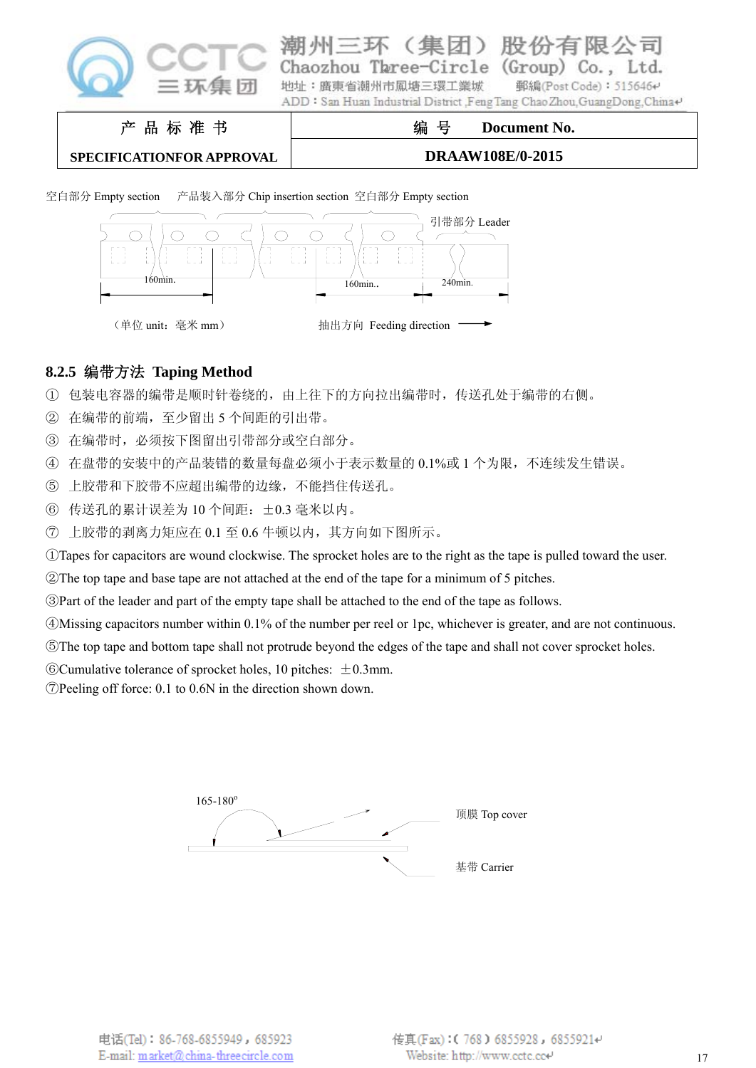| 产 品 标 准 书 | 编 号 Document No. |
|---|---|
| SPECIFICATIONFOR APPROVAL | DRAAW108E/0-2015 |

空白部分 Empty section 产品装入部分 Chip insertion section 空白部分 Empty section

引带部分 Leader

160min. 160min.. 240min.

（单位 unit：毫米 mm） 抽出方向 Feeding direction

### 8.2.5 编带方法 Taping Method

① 包装电容器的编带是顺时针卷绕的，由上往下的方向拉出编带时，传送孔处于编带的右侧。

② 在编带的前端，至少留出 5 个间距的引出带。

③ 在编带时，必须按下图留出引带部分或空白部分。

④ 在盘带的安装中的产品装错的数量每盘必须小于表示数量的 0.1%或 1 个为限，不连续发生错误。

⑤ 上胶带和下胶带不应超出编带的边缘，不能挡住传送孔。

⑥ 传送孔的累计误差为 10 个间距：±0.3 毫米以内。

⑦ 上胶带的剥离力矩应在 0.1 至 0.6 牛顿以内，其方向如下图所示。

①Tapes for capacitors are wound clockwise. The sprocket holes are to the right as the tape is pulled toward the user.

②The top tape and base tape are not attached at the end of the tape for a minimum of 5 pitches.

③Part of the leader and part of the empty tape shall be attached to the end of the tape as follows.

④Missing capacitors number within 0.1% of the number per reel or 1pc, whichever is greater, and are not continuous.

⑤The top tape and bottom tape shall not protrude beyond the edges of the tape and shall not cover sprocket holes.

⑥Cumulative tolerance of sprocket holes, 10 pitches: ±0.3mm.

⑦Peeling off force: 0.1 to 0.6N in the direction shown down.

165-180°

顶膜 Top cover

基带 Carrier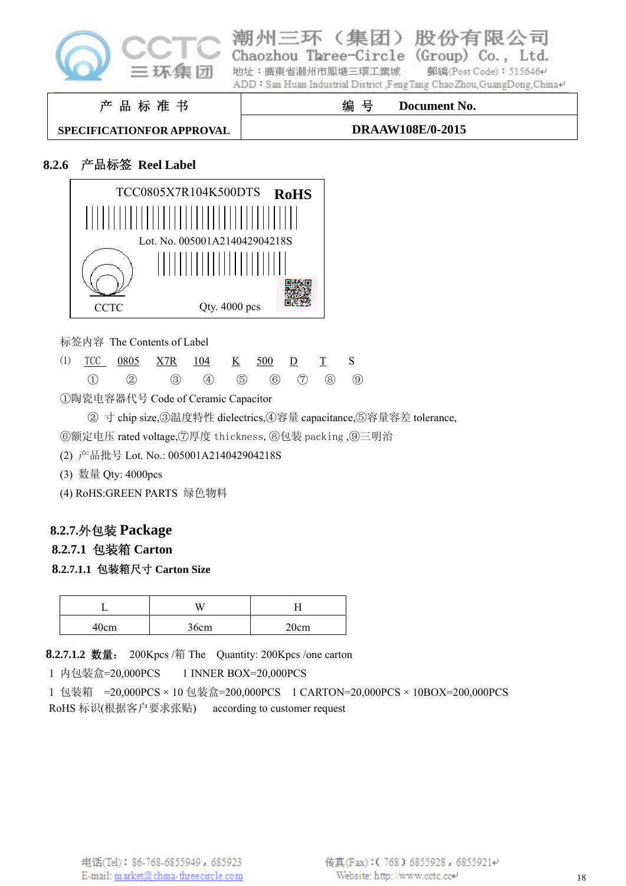| 产 品 标 准 书 | 编 号 Document No. |
|---|---|
| SPECIFICATIONFOR APPROVAL | DRAAW108E/0-2015 |

## 8.2.6 产品标签 Reel Label

TCC0805X7R104K500DTS **RoHS**

Lot. No. 005001A214042904218S

CCTC Qty. 4000 pcs

标签内容 The Contents of Label

| (1) | TCC | 0805 | X7R | 104 | K | 500 | D | T | S |
|---|---|---|---|---|---|---|---|---|---|
| | ① | ② | ③ | ④ | ⑤ | ⑥ | ⑦ | ⑧ | ⑨ |

①陶瓷电容器代号 Code of Ceramic Capacitor

② 寸 chip size,③温度特性 dielectrics,④容量 capacitance,⑤容量容差 tolerance,

⑥额定电压 rated voltage,⑦厚度 thickness,⑧包装 packing ,⑨三明治

(2) 产品批号 Lot. No.: 005001A214042904218S

(3) 数量 Qty: 4000pcs

(4) RoHS:GREEN PARTS 绿色物料

## 8.2.7.外包装 Package

### 8.2.7.1 包装箱 Carton

#### 8.2.7.1.1 包装箱尺寸 Carton Size

| L | W | H |
|---|---|---|
| 40cm | 36cm | 20cm |

**8.2.7.1.2 数量：** 200Kpcs /箱 The Quantity: 200Kpcs /one carton

1 内包装盒=20,000PCS　　1 INNER BOX=20,000PCS

1 包装箱 =20,000PCS × 10 包装盒=200,000PCS　　1 CARTON=20,000PCS × 10BOX=200,000PCS

RoHS 标识(根据客户要求张贴)　　according to customer request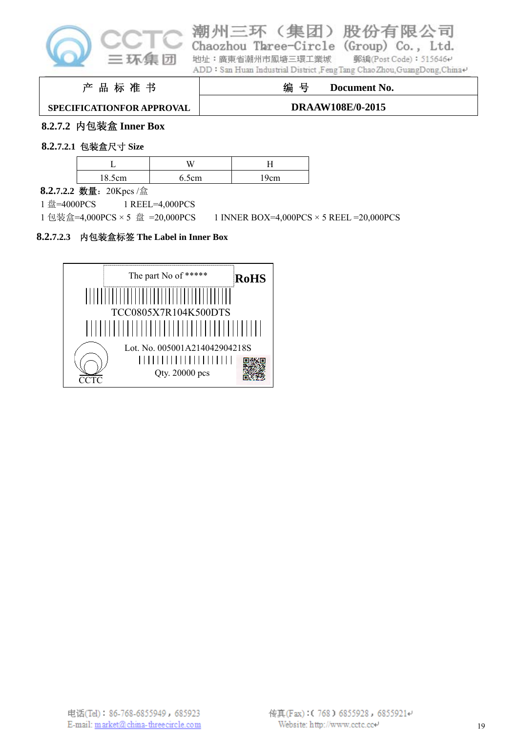| 产 品 标 准 书 | 编 号 Document No. |
|---|---|
| SPECIFICATIONFOR APPROVAL | DRAAW108E/0-2015 |

### 8.2.7.2 内包装盒 Inner Box

#### 8.2.7.2.1 包装盒尺寸 Size

| L | W | H |
|---|---|---|
| 18.5cm | 6.5cm | 19cm |

**8.2.7.2.2 数量：**20Kpcs /盒

1 盘=4000PCS　　　1 REEL=4,000PCS

1 包装盒=4,000PCS × 5 盘 =20,000PCS　　　1 INNER BOX=4,000PCS × 5 REEL =20,000PCS

#### 8.2.7.2.3 内包装盒标签 The Label in Inner Box

The part No of *****

**RoHS**

TCC0805X7R104K500DTS

Lot. No. 005001A214042904218S

Qty. 20000 pcs

CCTC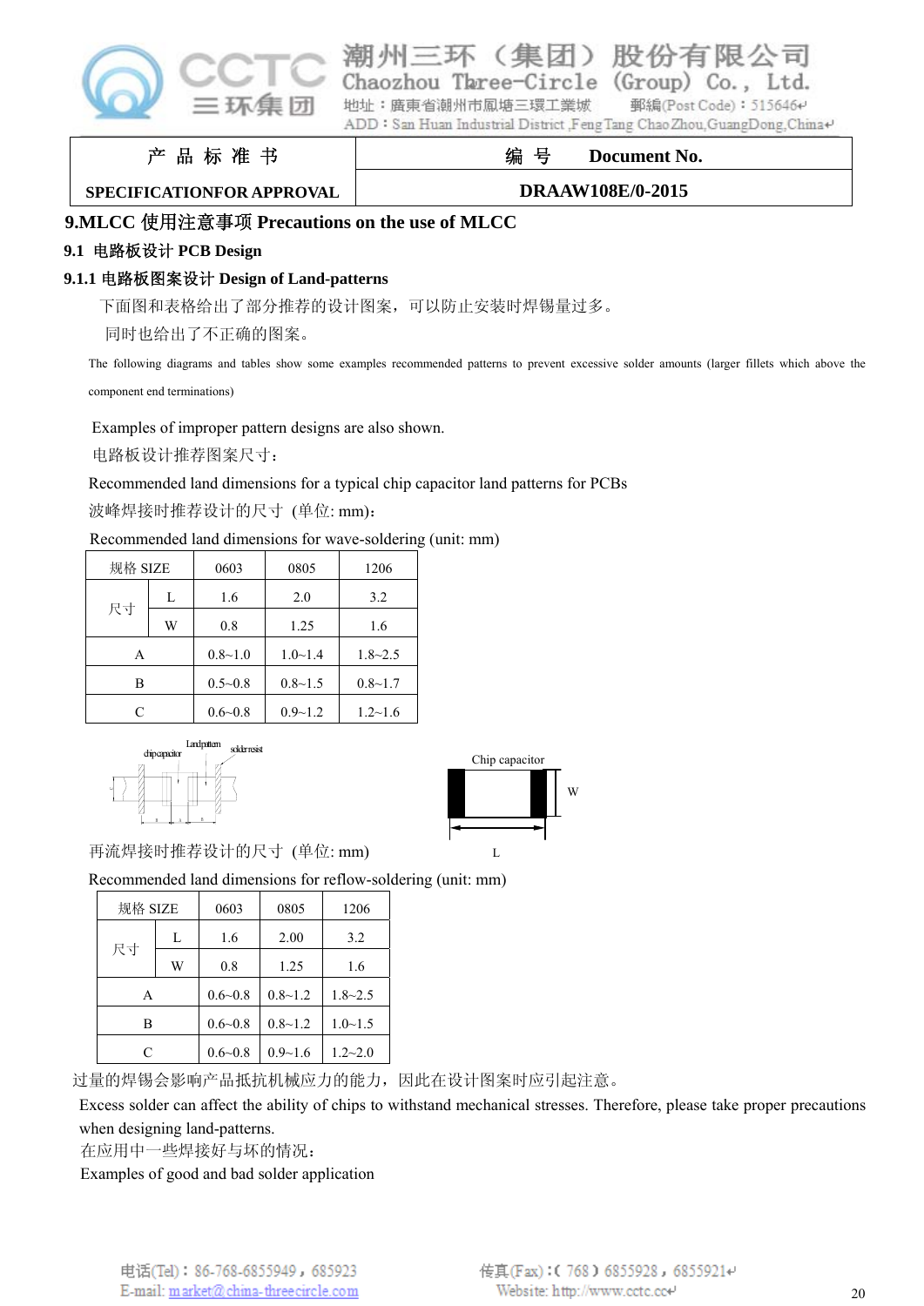# 9.MLCC 使用注意事项 Precautions on the use of MLCC

## 9.1 电路板设计 PCB Design

### 9.1.1 电路板图案设计 Design of Land-patterns

下面图和表格给出了部分推荐的设计图案，可以防止安装时焊锡量过多。

同时也给出了不正确的图案。

The following diagrams and tables show some examples recommended patterns to prevent excessive solder amounts (larger fillets which above the component end terminations)

Examples of improper pattern designs are also shown.

电路板设计推荐图案尺寸：

Recommended land dimensions for a typical chip capacitor land patterns for PCBs

波峰焊接时推荐设计的尺寸 (单位: mm)：

Recommended land dimensions for wave-soldering (unit: mm)

| 规格 SIZE | | 0603 | 0805 | 1206 |
|---|---|---|---|---|
| 尺寸 | L | 1.6 | 2.0 | 3.2 |
| | W | 0.8 | 1.25 | 1.6 |
| A | | 0.8~1.0 | 1.0~1.4 | 1.8~2.5 |
| B | | 0.5~0.8 | 0.8~1.5 | 0.8~1.7 |
| C | | 0.6~0.8 | 0.9~1.2 | 1.2~1.6 |

chip capacitor　Land pattern　solder resist

Chip capacitor　W　L

再流焊接时推荐设计的尺寸 (单位: mm)

Recommended land dimensions for reflow-soldering (unit: mm)

| 规格 SIZE | | 0603 | 0805 | 1206 |
|---|---|---|---|---|
| 尺寸 | L | 1.6 | 2.00 | 3.2 |
| | W | 0.8 | 1.25 | 1.6 |
| A | | 0.6~0.8 | 0.8~1.2 | 1.8~2.5 |
| B | | 0.6~0.8 | 0.8~1.2 | 1.0~1.5 |
| C | | 0.6~0.8 | 0.9~1.6 | 1.2~2.0 |

过量的焊锡会影响产品抵抗机械应力的能力，因此在设计图案时应引起注意。

Excess solder can affect the ability of chips to withstand mechanical stresses. Therefore, please take proper precautions when designing land-patterns.

在应用中一些焊接好与坏的情况：

Examples of good and bad solder application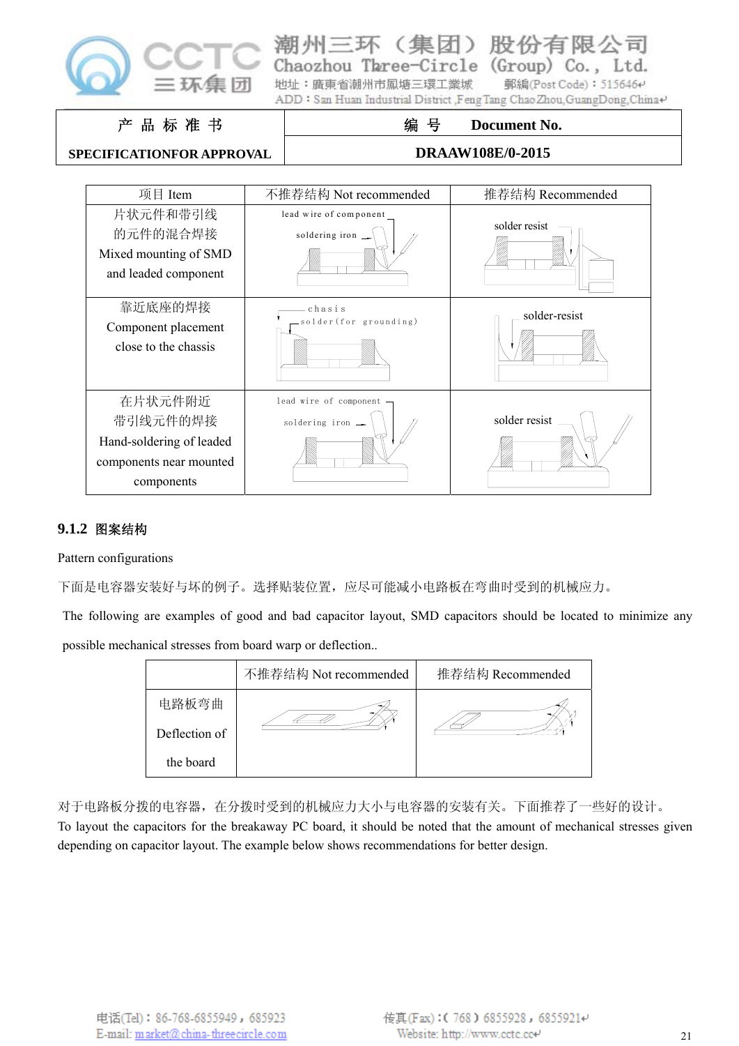| 产 品 标 准 书 | 编 号 Document No. |
|---|---|
| SPECIFICATIONFOR APPROVAL | DRAAW108E/0-2015 |

| 项目 Item | 不推荐结构 Not recommended | 推荐结构 Recommended |
|---|---|---|
| 片状元件和带引线的元件的混合焊接 Mixed mounting of SMD and leaded component | lead wire of component soldering iron | solder resist |
| 靠近底座的焊接 Component placement close to the chassis | chasis solder(for grounding) | solder-resist |
| 在片状元件附近带引线元件的焊接 Hand-soldering of leaded components near mounted components | lead wire of component soldering iron | solder resist |

### 9.1.2 图案结构

Pattern configurations

下面是电容器安装好与坏的例子。选择贴装位置，应尽可能减小电路板在弯曲时受到的机械应力。

The following are examples of good and bad capacitor layout, SMD capacitors should be located to minimize any possible mechanical stresses from board warp or deflection..

| | 不推荐结构 Not recommended | 推荐结构 Recommended |
|---|---|---|
| 电路板弯曲 Deflection of the board | | |

对于电路板分拨的电容器，在分拨时受到的机械应力大小与电容器的安装有关。下面推荐了一些好的设计。

To layout the capacitors for the breakaway PC board, it should be noted that the amount of mechanical stresses given depending on capacitor layout. The example below shows recommendations for better design.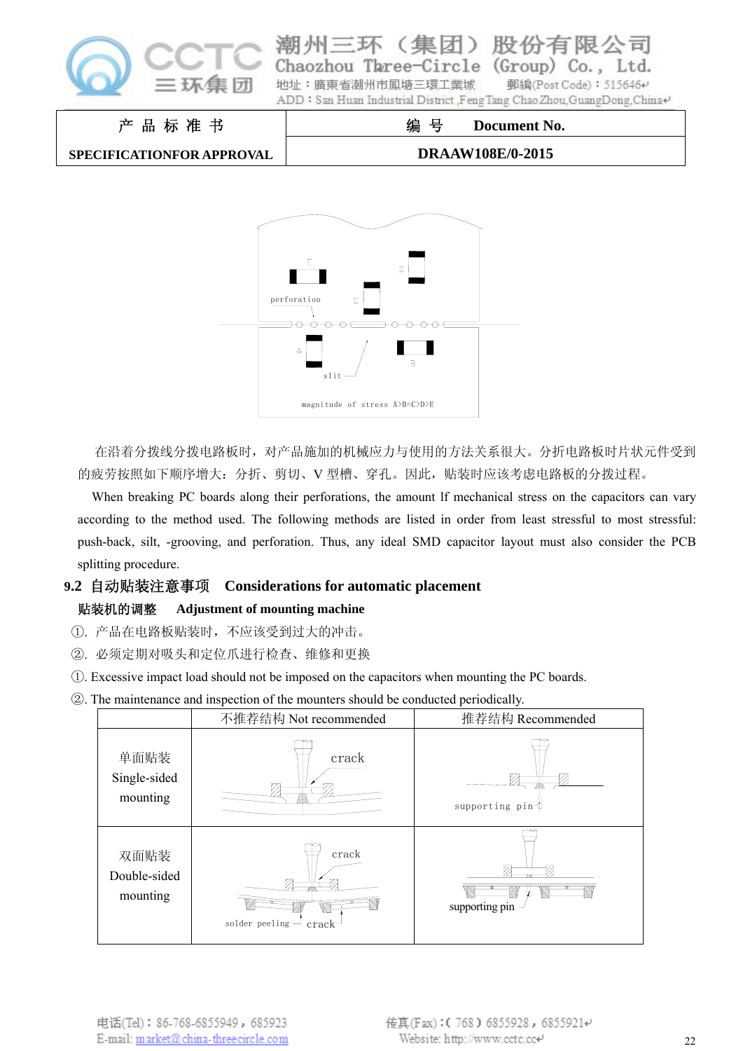在沿着分拨线分拨电路板时，对产品施加的机械应力与使用的方法关系很大。分折电路板时片状元件受到的疲劳按照如下顺序增大：分折、剪切、V 型槽、穿孔。因此，贴装时应该考虑电路板的分拨过程。

When breaking PC boards along their perforations, the amount lf mechanical stress on the capacitors can vary according to the method used. The following methods are listed in order from least stressful to most stressful: push-back, silt, -grooving, and perforation. Thus, any ideal SMD capacitor layout must also consider the PCB splitting procedure.

## 9.2 自动贴装注意事项 Considerations for automatic placement

**贴装机的调整 Adjustment of mounting machine**

①. 产品在电路板贴装时，不应该受到过大的冲击。

②. 必须定期对吸头和定位爪进行检查、维修和更换

①. Excessive impact load should not be imposed on the capacitors when mounting the PC boards.

②. The maintenance and inspection of the mounters should be conducted periodically.

| | 不推荐结构 Not recommended | 推荐结构 Recommended |
|---|---|---|
| 单面贴装 Single-sided mounting | crack | supporting pin |
| 双面贴装 Double-sided mounting | crack, solder peeling, crack | supporting pin |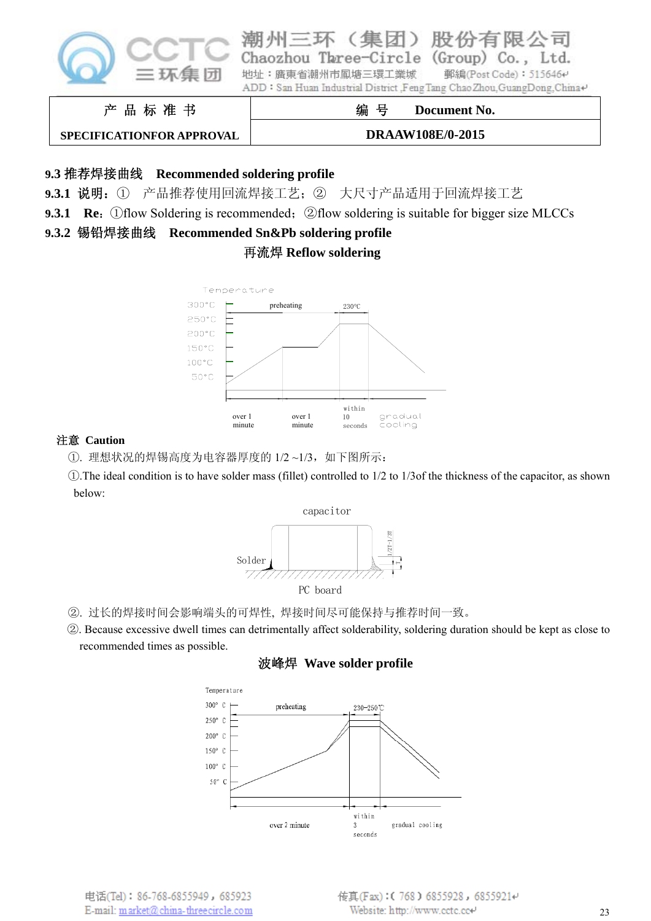| 产 品 标 准 书 | 编 号 Document No. |
|---|---|
| SPECIFICATIONFOR APPROVAL | DRAAW108E/0-2015 |

### 9.3 推荐焊接曲线 Recommended soldering profile

**9.3.1 说明：**① 产品推荐使用回流焊接工艺；② 大尺寸产品适用于回流焊接工艺

**9.3.1 Re：**①flow Soldering is recommended；②flow soldering is suitable for bigger size MLCCs

### 9.3.2 锡铅焊接曲线 Recommended Sn&Pb soldering profile

**再流焊 Reflow soldering**

Temperature
300°C
250°C
200°C
150°C
100°C
50°C
preheating
230°C
over 1 minute
over 1 minute
within 10 seconds
gradual cooling

**注意 Caution**

①. 理想状况的焊锡高度为电容器厚度的 1/2 ~1/3，如下图所示：

①.The ideal condition is to have solder mass (fillet) controlled to 1/2 to 1/3of the thickness of the capacitor, as shown below:

capacitor
Solder
1/2T-1/3T
PC board

②. 过长的焊接时间会影响端头的可焊性，焊接时间尽可能保持与推荐时间一致。

②. Because excessive dwell times can detrimentally affect solderability, soldering duration should be kept as close to recommended times as possible.

**波峰焊 Wave solder profile**

Temperature
300° C
250° C
200° C
150° C
100° C
50° C
preheating
230~250℃
over 2 minute
within 3 seconds
gradual cooling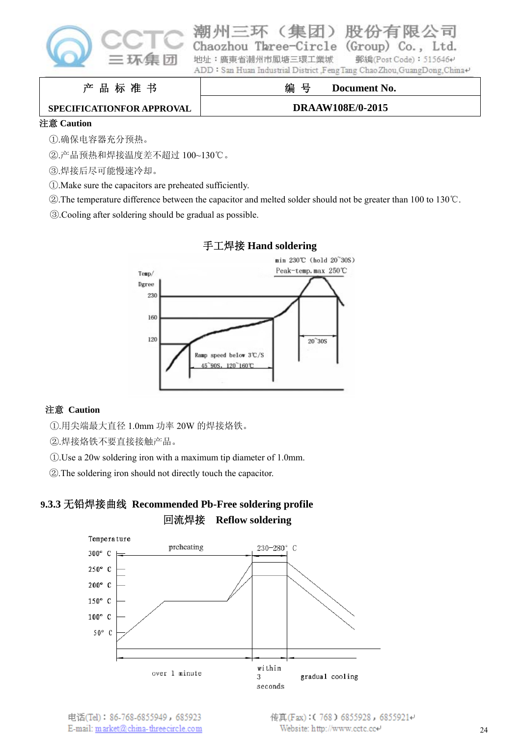| 产 品 标 准 书 | 编 号 Document No. |
|---|---|
| SPECIFICATIONFOR APPROVAL | DRAAW108E/0-2015 |

注意 Caution

①.确保电容器充分预热。

②.产品预热和焊接温度差不超过 100~130℃。

③.焊接后尽可能慢速冷却。

①.Make sure the capacitors are preheated sufficiently.

②.The temperature difference between the capacitor and melted solder should not be greater than 100 to 130℃.

③.Cooling after soldering should be gradual as possible.

**手工焊接 Hand soldering**

min 230℃ (hold 20~30S)
Peak-temp. max 250℃
Temp/Dgree: 230, 160, 120
Ramp speed below 3℃/S
45~90S, 120~160℃
20~30S

注意 Caution

①.用尖端最大直径 1.0mm 功率 20W 的焊接烙铁。

②.焊接烙铁不要直接接触产品。

①.Use a 20w soldering iron with a maximum tip diameter of 1.0mm.

②.The soldering iron should not directly touch the capacitor.

### 9.3.3 无铅焊接曲线 Recommended Pb-Free soldering profile

**回流焊接 Reflow soldering**

Temperature: 300° C, 250° C, 200° C, 150° C, 100° C, 50° C
preheating
230~280° C
over 1 minute
within 3 seconds
gradual cooling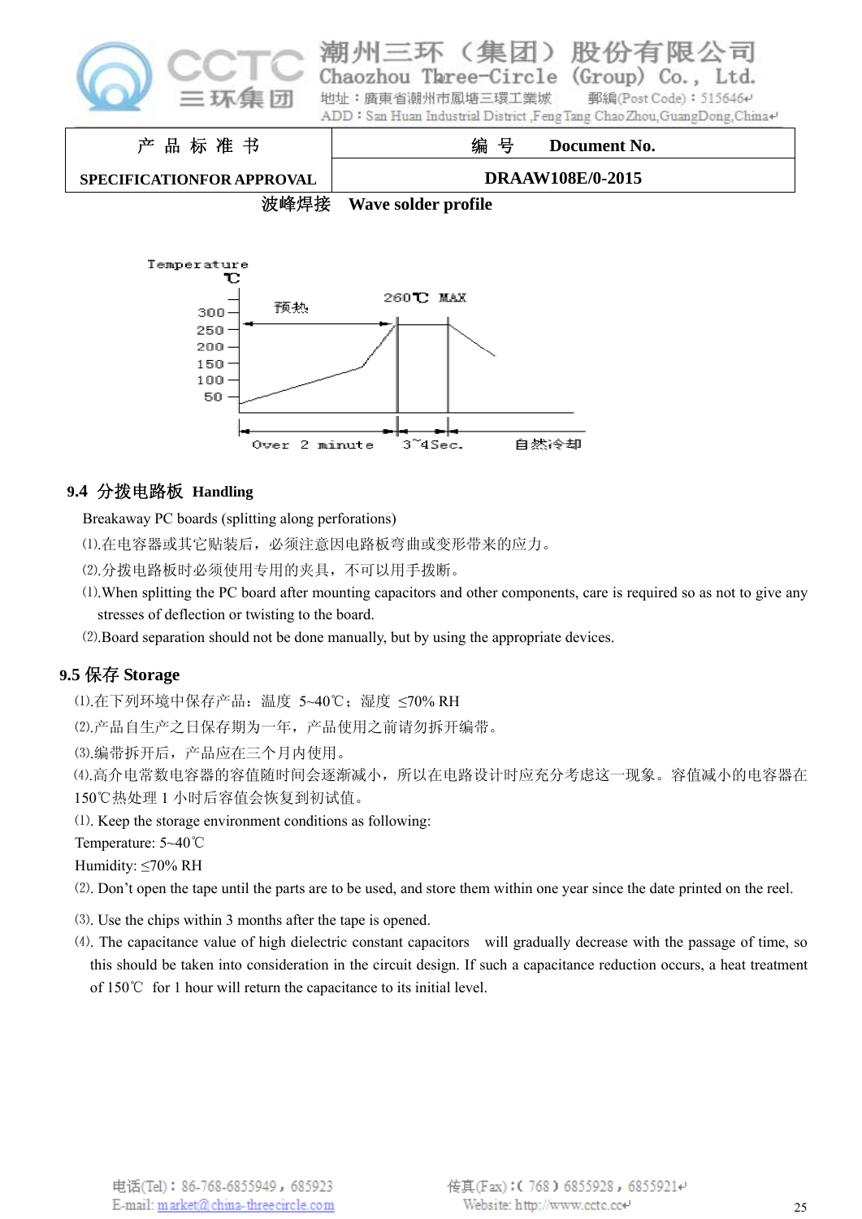| 产 品 标 准 书 | 编 号 Document No. |
| --- | --- |
| SPECIFICATIONFOR APPROVAL | DRAAW108E/0-2015 |

波峰焊接 Wave solder profile

Temperature ℃

300, 250, 200, 150, 100, 50

预热

260℃ MAX

Over 2 minute 3~4Sec. 自然冷却

**9.4 分拨电路板 Handling**

Breakaway PC boards (splitting along perforations)

⑴.在电容器或其它贴装后，必须注意因电路板弯曲或变形带来的应力。

⑵.分拨电路板时必须使用专用的夹具，不可以用手拨断。

⑴.When splitting the PC board after mounting capacitors and other components, care is required so as not to give any stresses of deflection or twisting to the board.

⑵.Board separation should not be done manually, but by using the appropriate devices.

**9.5 保存 Storage**

⑴.在下列环境中保存产品：温度 5~40℃；湿度 ≤70% RH

⑵.产品自生产之日保存期为一年，产品使用之前请勿拆开编带。

⑶.编带拆开后，产品应在三个月内使用。

⑷.高介电常数电容器的容值随时间会逐渐减小，所以在电路设计时应充分考虑这一现象。容值减小的电容器在150℃热处理 1 小时后容值会恢复到初试值。

⑴. Keep the storage environment conditions as following:

Temperature: 5~40℃

Humidity: ≤70% RH

⑵. Don't open the tape until the parts are to be used, and store them within one year since the date printed on the reel.

⑶. Use the chips within 3 months after the tape is opened.

⑷. The capacitance value of high dielectric constant capacitors will gradually decrease with the passage of time, so this should be taken into consideration in the circuit design. If such a capacitance reduction occurs, a heat treatment of 150℃ for 1 hour will return the capacitance to its initial level.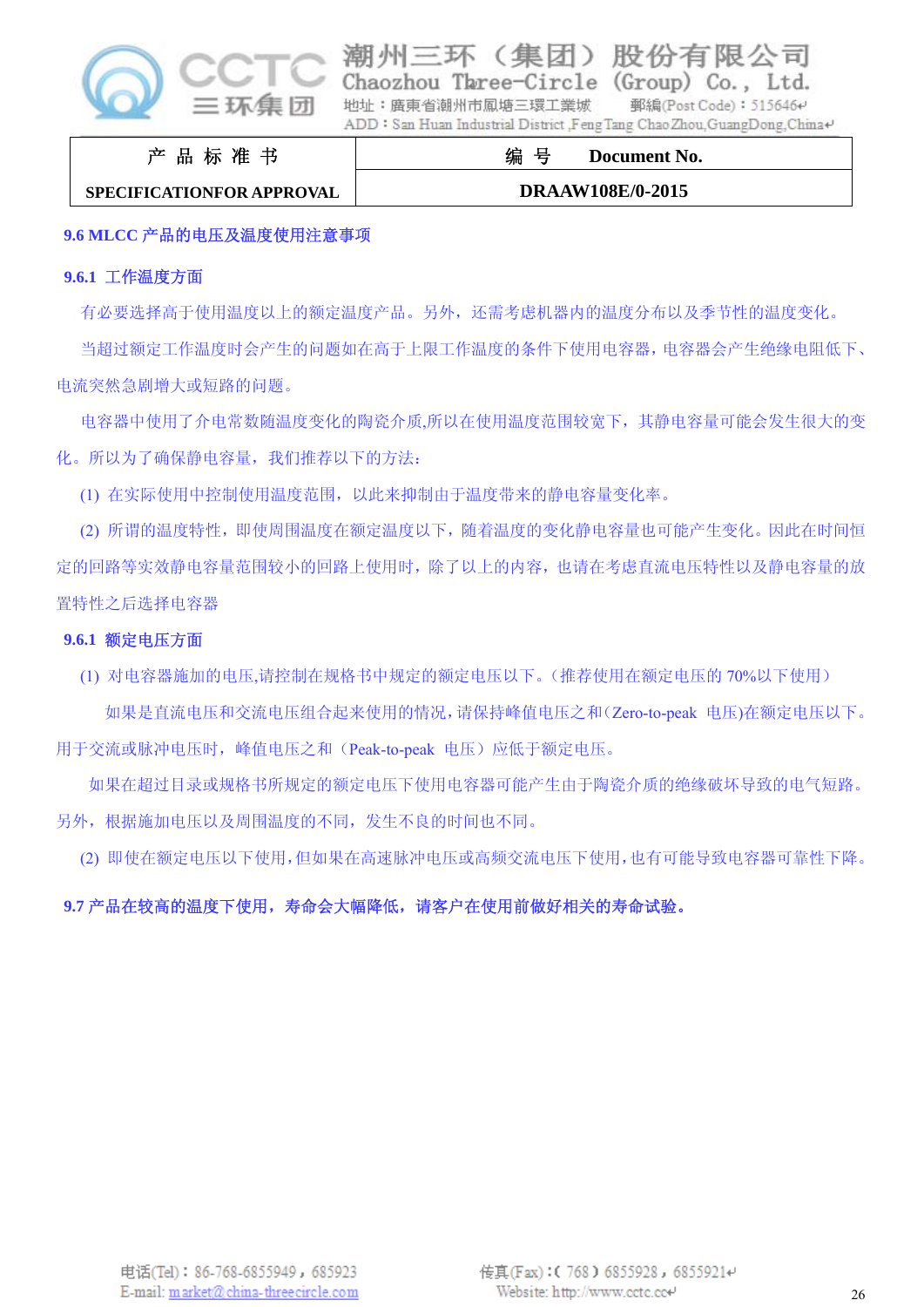### 9.6 MLCC 产品的电压及温度使用注意事项

#### 9.6.1 工作温度方面

有必要选择高于使用温度以上的额定温度产品。另外，还需考虑机器内的温度分布以及季节性的温度变化。

当超过额定工作温度时会产生的问题如在高于上限工作温度的条件下使用电容器，电容器会产生绝缘电阻低下、电流突然急剧增大或短路的问题。

电容器中使用了介电常数随温度变化的陶瓷介质,所以在使用温度范围较宽下，其静电容量可能会发生很大的变化。所以为了确保静电容量，我们推荐以下的方法：

(1) 在实际使用中控制使用温度范围，以此来抑制由于温度带来的静电容量变化率。

(2) 所谓的温度特性，即使周围温度在额定温度以下，随着温度的变化静电容量也可能产生变化。因此在时间恒定的回路等实效静电容量范围较小的回路上使用时，除了以上的内容，也请在考虑直流电压特性以及静电容量的放置特性之后选择电容器

#### 9.6.1 额定电压方面

(1) 对电容器施加的电压,请控制在规格书中规定的额定电压以下。(推荐使用在额定电压的 70%以下使用)

如果是直流电压和交流电压组合起来使用的情况，请保持峰值电压之和(Zero-to-peak 电压)在额定电压以下。用于交流或脉冲电压时，峰值电压之和（Peak-to-peak 电压）应低于额定电压。

如果在超过目录或规格书所规定的额定电压下使用电容器可能产生由于陶瓷介质的绝缘破坏导致的电气短路。另外，根据施加电压以及周围温度的不同，发生不良的时间也不同。

(2) 即使在额定电压以下使用，但如果在高速脉冲电压或高频交流电压下使用，也有可能导致电容器可靠性下降。

### 9.7 产品在较高的温度下使用，寿命会大幅降低，请客户在使用前做好相关的寿命试验。